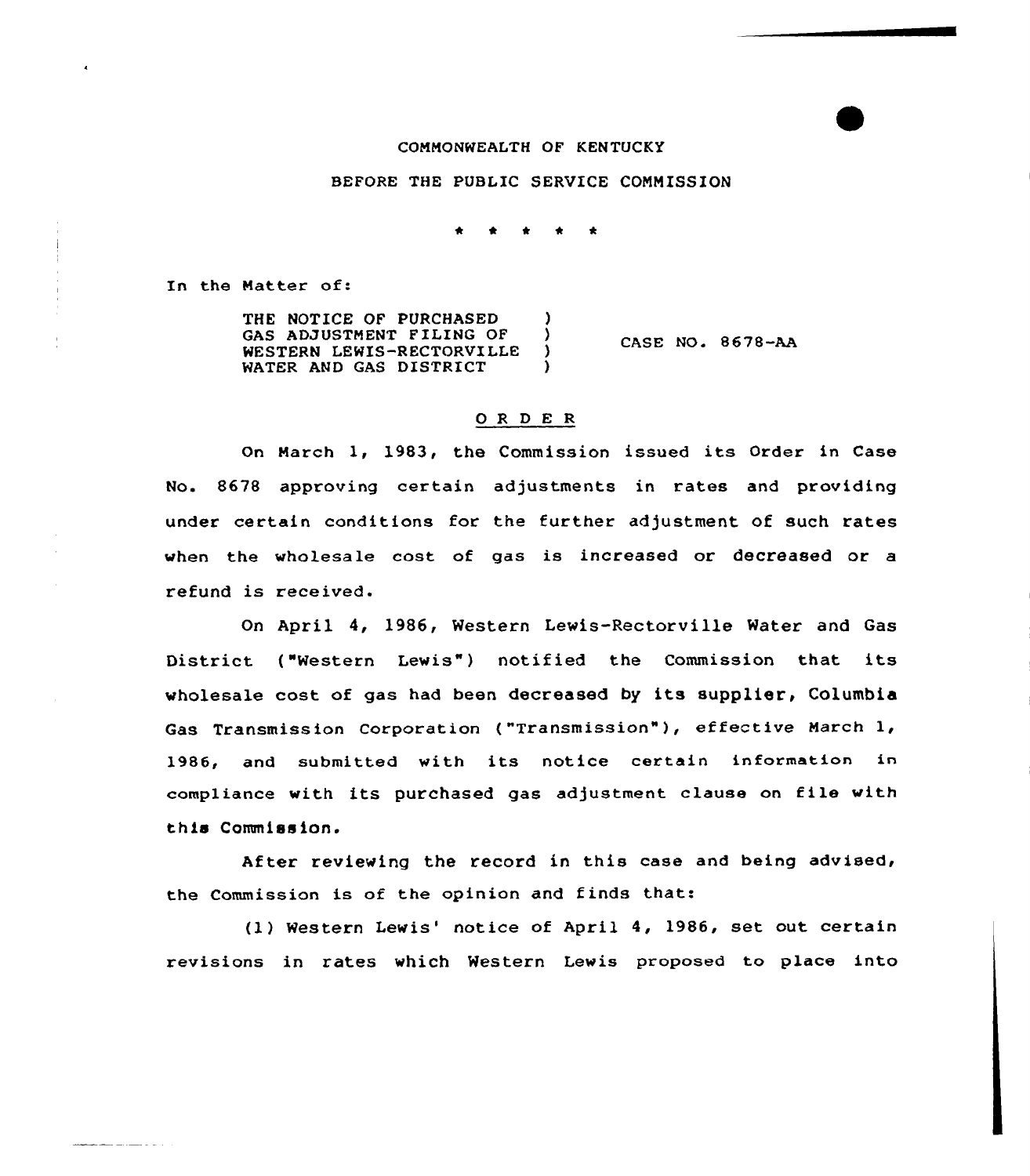COMMONWEALTH OF KENTUCKY

BEFORE THE PUBLIC SERVICE COMMISSION

\* \* \* \* \*

In the Matter of:

THE NOTICE OF PURCHASED GAS ADJUSTMENT FILING OF WESTERN LEWIS-RECTORVILLE WATER AND GAS DISTRICT ) CASE NO. 8678-AA

## O R D E R

On March 1, 1983, the Commission issued its Order in Case No. 8678 approving certain adjustments in rates and providing under certain conditions for the further adjustment of such rates when the wholesale cost of gas is increased or decreased or a refund is received.

On April 4, 1986, Western Lewis-Rectorville Water and Gas District ("Western Lewis") notified the Commission that its wholesale cost of gas had been decreased by its supplier, Columbia Gas Transmission Corporation ("Transmission"), effective March 1, 1986, and submitted with its notice certain information in compliance with its purchased gas adjustment clause on file with this Commission.

After reviewing the record in this case and being advised, the Commission is of the opinion and finds that:

(1) Western Lewis' notice of April 4, 1986, set out certain revisions in rates which Western Lewis proposed to place into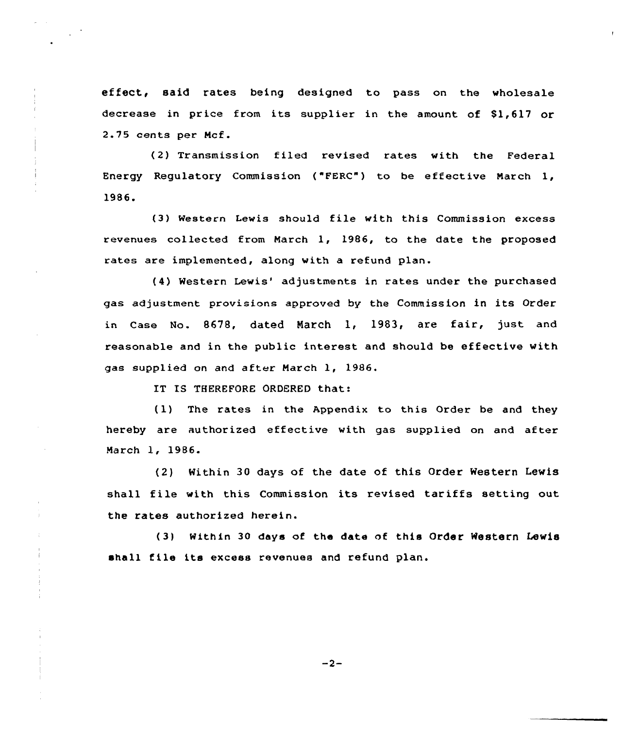effect, said rates being designed to pass on the wholesale decrease in price from its supplier in the amount of $1,617 or 2.75 cents per Mcf.

(2) Transmission filed revised rates with the Federal Energy Regulatory Commission ("FERC") to be effective March 1, 1986.

(3) Western Lewis should file with this Commission excess revenues collected from March 1, 1986, to the date the proposed rates are implemented, along with a refund plan.

(4) Western Lewis' adjustments in rates under the purchased gas adjustment provisions approved by the Commission in its Order in Case No. 8678, dated March 1, 1983, are fair, just and reasonable and in the public interest and should be effective with gas supplied on and after March 1, 1986.

IT IS THEREFORE ORDERED that:

(1) The rates in the Appendix to this Order be and they hereby are authorized effective with gas supplied on and after March 1, 1986.

(2) Within 30 days of the date of this Order Western Lewis shall file with this Commission its revised tariffs setting out the rates authorized herein.

(3) Within 30 days of the date of this Order Western Lewis shall file its excess revenues and refund plan.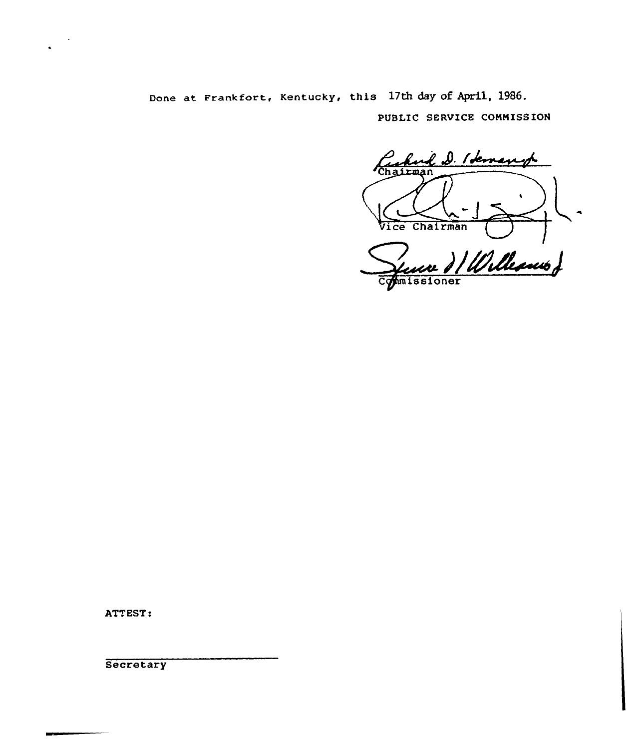Done at Frankfort, Kentucky, this 17th day of April, 1986.

PUBLIC SERVICE COMMISSION

Chairman

Vice Chairman

Commissioner

ATTEST:

Secretary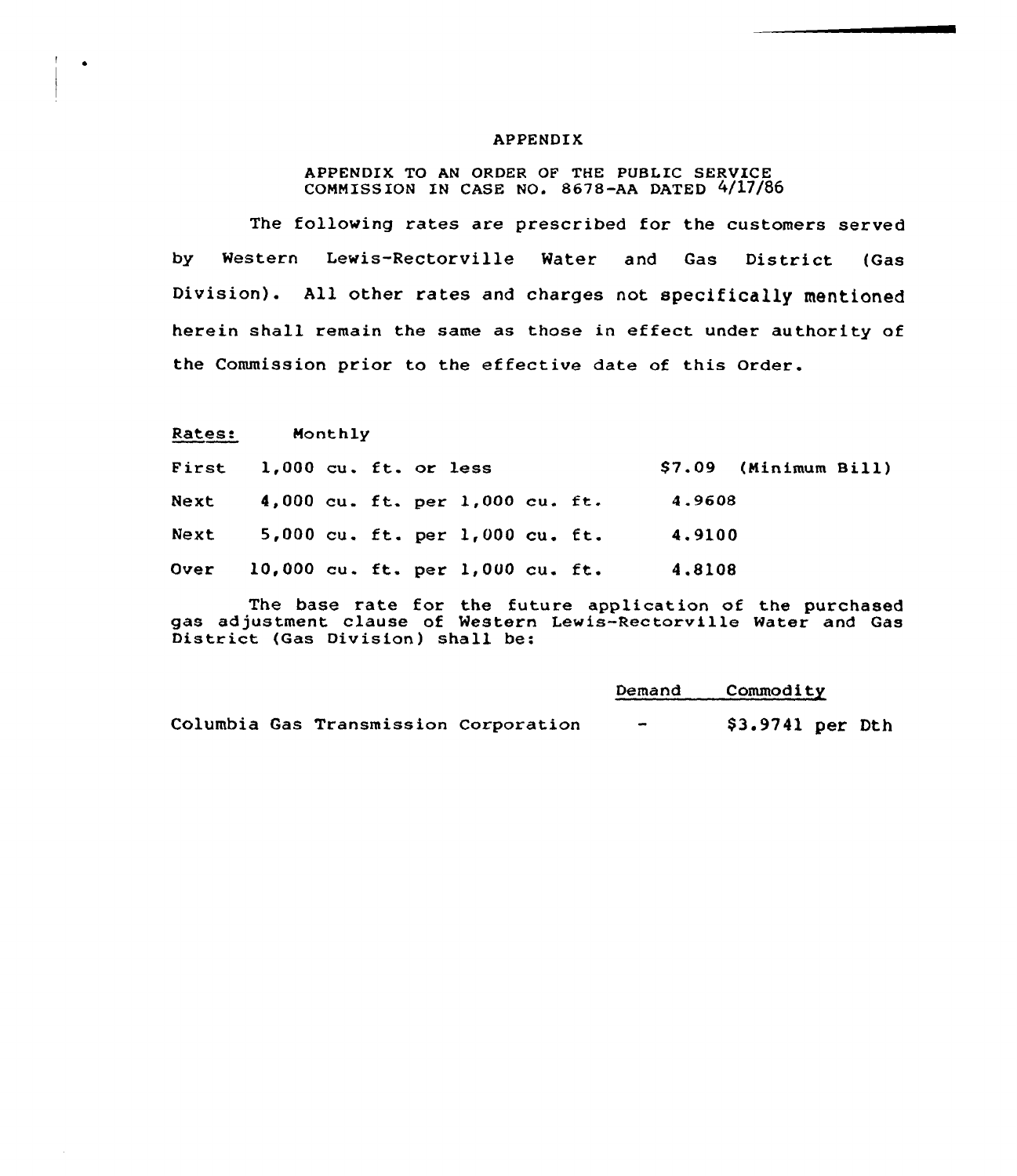# APPENDIX

APPENDIX TO AN ORDER OF THE PUBLIC SERVICE COMMISSION IN CASE NO. 8678-AA DATED 4/17/86

The following rates are prescribed for the customers served by Western Lewis-Rectorville Water and Gas District (Gas Division). All other rates and charges not specifically mentioned herein shall remain the same as those in effect under authority of the Commission prior to the effective date of this Order.

Rates: Monthly

| | | |
|---|---|---|
| First | 1,000 cu. ft. or less | $7.09 (Minimum Bill) |
| Next | 4,000 cu. ft. per 1,000 cu. ft. | 4.9608 |
| Next | 5,000 cu. ft. per 1,000 cu. ft. | 4.9100 |
| Over | 10,000 cu. ft. per 1,000 cu. ft. | 4.8108 |

The base rate for the future application of the purchased gas adjustment clause of Western Lewis-Rectorville Water and Gas District (Gas Division) shall be:

| | Demand | Commodity |
|---|---|---|
| Columbia Gas Transmission Corporation | - | $3.9741 per Dth |